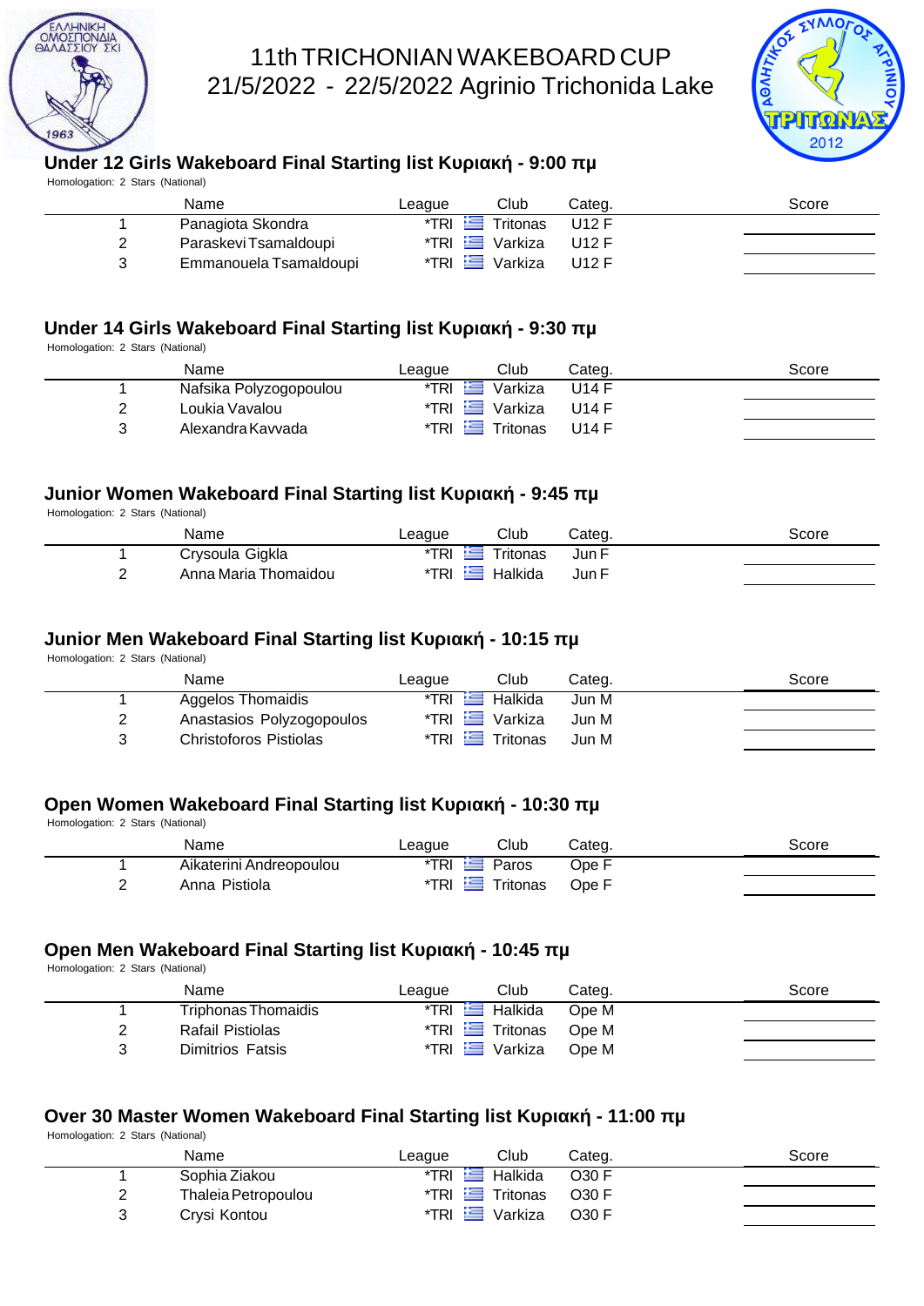# 11th TRICHONIAN WAKEBOARD CUP
## 21/5/2022 - 22/5/2022 Agrinio Trichonida Lake

### Under 12 Girls Wakeboard Final Starting list Κυριακή - 9:00 πμ

Homologation: 2 Stars (National)

| | Name | League | Club | Categ. | Score |
|---|---|---|---|---|---|
| 1 | Panagiota Skondra | *TRI | Tritonas | U12 F | |
| 2 | Paraskevi Tsamaldoupi | *TRI | Varkiza | U12 F | |
| 3 | Emmanouela Tsamaldoupi | *TRI | Varkiza | U12 F | |

### Under 14 Girls Wakeboard Final Starting list Κυριακή - 9:30 πμ

Homologation: 2 Stars (National)

| | Name | League | Club | Categ. | Score |
|---|---|---|---|---|---|
| 1 | Nafsika Polyzogopoulou | *TRI | Varkiza | U14 F | |
| 2 | Loukia Vavalou | *TRI | Varkiza | U14 F | |
| 3 | Alexandra Kavvada | *TRI | Tritonas | U14 F | |

### Junior Women Wakeboard Final Starting list Κυριακή - 9:45 πμ

Homologation: 2 Stars (National)

| | Name | League | Club | Categ. | Score |
|---|---|---|---|---|---|
| 1 | Crysoula Gigkla | *TRI | Tritonas | Jun F | |
| 2 | Anna Maria Thomaidou | *TRI | Halkida | Jun F | |

### Junior Men Wakeboard Final Starting list Κυριακή - 10:15 πμ

Homologation: 2 Stars (National)

| | Name | League | Club | Categ. | Score |
|---|---|---|---|---|---|
| 1 | Aggelos Thomaidis | *TRI | Halkida | Jun M | |
| 2 | Anastasios Polyzogopoulos | *TRI | Varkiza | Jun M | |
| 3 | Christoforos Pistiolas | *TRI | Tritonas | Jun M | |

### Open Women Wakeboard Final Starting list Κυριακή - 10:30 πμ

Homologation: 2 Stars (National)

| | Name | League | Club | Categ. | Score |
|---|---|---|---|---|---|
| 1 | Aikaterini Andreopoulou | *TRI | Paros | Ope F | |
| 2 | Anna Pistiola | *TRI | Tritonas | Ope F | |

### Open Men Wakeboard Final Starting list Κυριακή - 10:45 πμ

Homologation: 2 Stars (National)

| | Name | League | Club | Categ. | Score |
|---|---|---|---|---|---|
| 1 | Triphonas Thomaidis | *TRI | Halkida | Ope M | |
| 2 | Rafail Pistiolas | *TRI | Tritonas | Ope M | |
| 3 | Dimitrios Fatsis | *TRI | Varkiza | Ope M | |

### Over 30 Master Women Wakeboard Final Starting list Κυριακή - 11:00 πμ

Homologation: 2 Stars (National)

| | Name | League | Club | Categ. | Score |
|---|---|---|---|---|---|
| 1 | Sophia Ziakou | *TRI | Halkida | O30 F | |
| 2 | Thaleia Petropoulou | *TRI | Tritonas | O30 F | |
| 3 | Crysi Kontou | *TRI | Varkiza | O30 F | |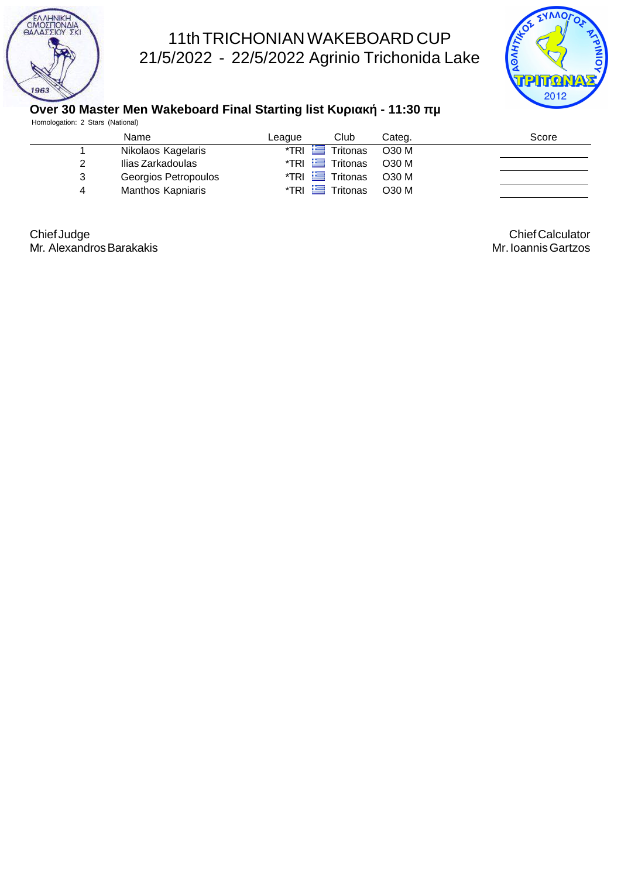# 11th TRICHONIAN WAKEBOARD CUP
## 21/5/2022 - 22/5/2022 Agrinio Trichonida Lake

### Over 30 Master Men Wakeboard Final Starting list Κυριακή - 11:30 πμ

Homologation: 2 Stars (National)

| | Name | League | Club | Categ. | Score |
|---|---|---|---|---|---|
| 1 | Nikolaos Kagelaris | *TRI | Tritonas | O30 M | |
| 2 | Ilias Zarkadoulas | *TRI | Tritonas | O30 M | |
| 3 | Georgios Petropoulos | *TRI | Tritonas | O30 M | |
| 4 | Manthos Kapniaris | *TRI | Tritonas | O30 M | |

Chief Judge
Mr. Alexandros Barakakis

Chief Calculator
Mr. Ioannis Gartzos